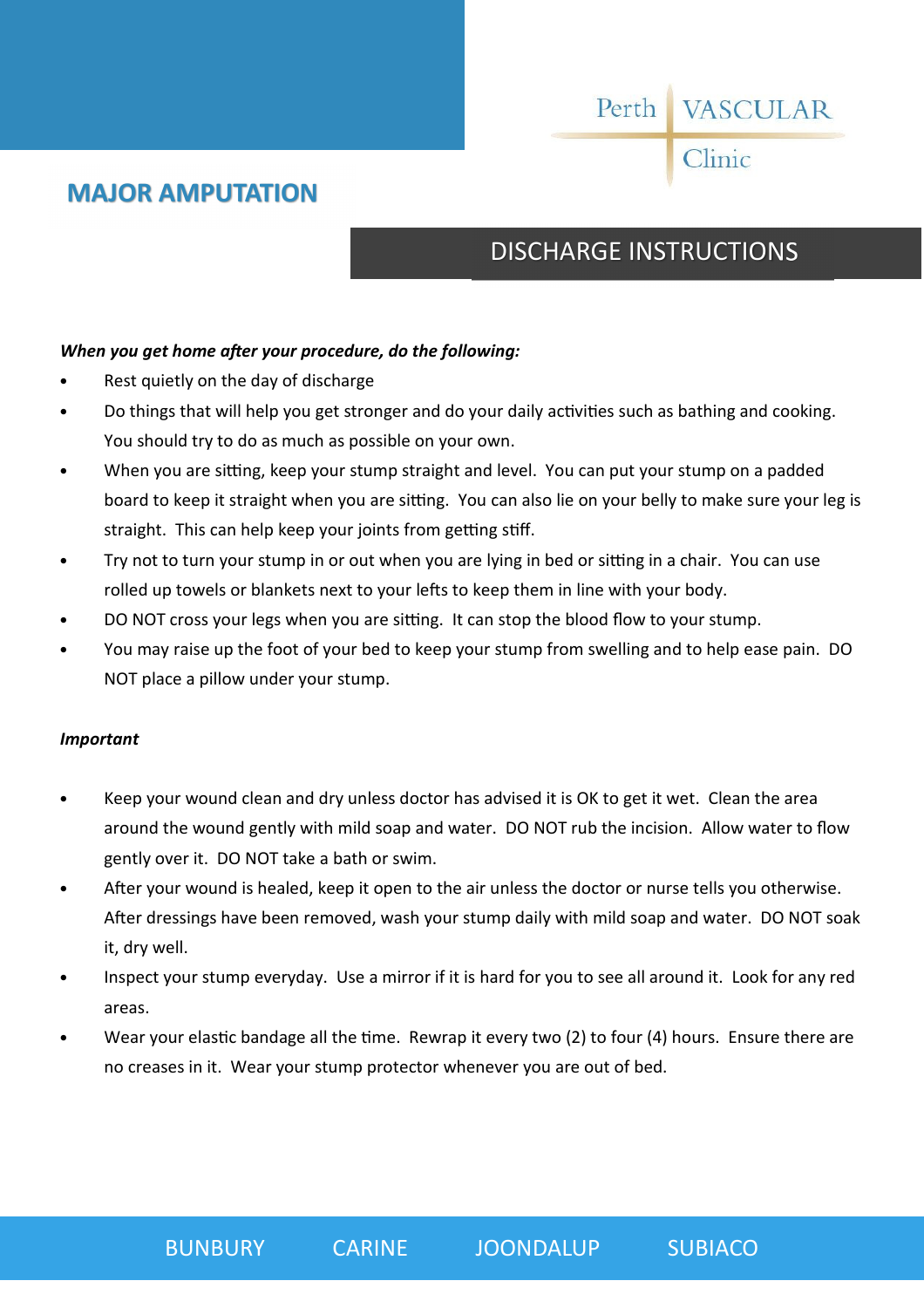Perth VASCULAR Clinic

# MAJOR AMPUTATION

## DISCHARGE INSTRUCTIONS

***When you get home after your procedure, do the following:***

- Rest quietly on the day of discharge
- Do things that will help you get stronger and do your daily activities such as bathing and cooking. You should try to do as much as possible on your own.
- When you are sitting, keep your stump straight and level. You can put your stump on a padded board to keep it straight when you are sitting. You can also lie on your belly to make sure your leg is straight. This can help keep your joints from getting stiff.
- Try not to turn your stump in or out when you are lying in bed or sitting in a chair. You can use rolled up towels or blankets next to your lefts to keep them in line with your body.
- DO NOT cross your legs when you are sitting. It can stop the blood flow to your stump.
- You may raise up the foot of your bed to keep your stump from swelling and to help ease pain. DO NOT place a pillow under your stump.

***Important***

- Keep your wound clean and dry unless doctor has advised it is OK to get it wet. Clean the area around the wound gently with mild soap and water. DO NOT rub the incision. Allow water to flow gently over it. DO NOT take a bath or swim.
- After your wound is healed, keep it open to the air unless the doctor or nurse tells you otherwise. After dressings have been removed, wash your stump daily with mild soap and water. DO NOT soak it, dry well.
- Inspect your stump everyday. Use a mirror if it is hard for you to see all around it. Look for any red areas.
- Wear your elastic bandage all the time. Rewrap it every two (2) to four (4) hours. Ensure there are no creases in it. Wear your stump protector whenever you are out of bed.

BUNBURY CARINE JOONDALUP SUBIACO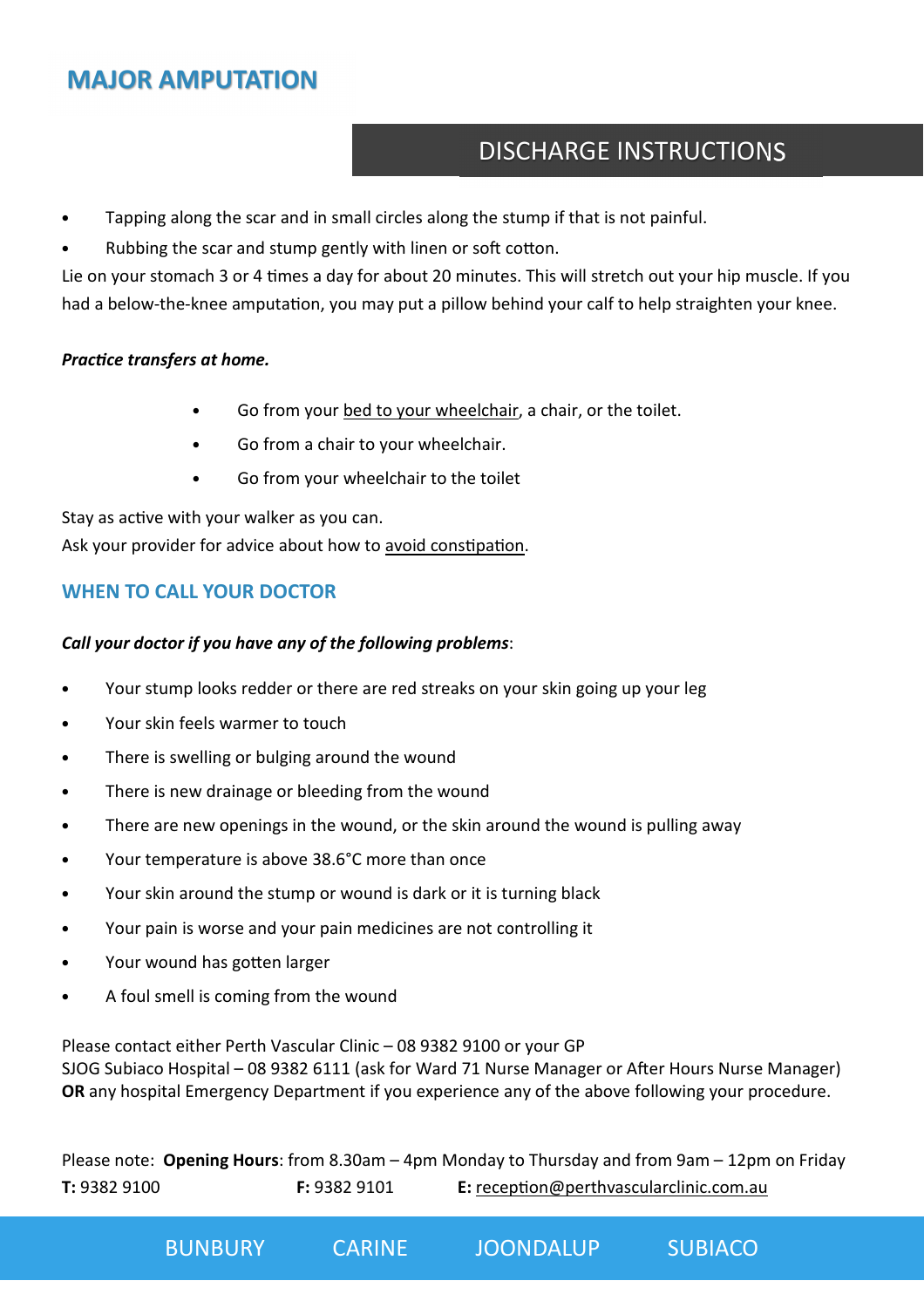# MAJOR AMPUTATION

## DISCHARGE INSTRUCTIONS

- Tapping along the scar and in small circles along the stump if that is not painful.
- Rubbing the scar and stump gently with linen or soft cotton.

Lie on your stomach 3 or 4 times a day for about 20 minutes. This will stretch out your hip muscle. If you had a below-the-knee amputation, you may put a pillow behind your calf to help straighten your knee.

***Practice transfers at home.***

- Go from your bed to your wheelchair, a chair, or the toilet.
- Go from a chair to your wheelchair.
- Go from your wheelchair to the toilet

Stay as active with your walker as you can.
Ask your provider for advice about how to avoid constipation.

### WHEN TO CALL YOUR DOCTOR

***Call your doctor if you have any of the following problems***:

- Your stump looks redder or there are red streaks on your skin going up your leg
- Your skin feels warmer to touch
- There is swelling or bulging around the wound
- There is new drainage or bleeding from the wound
- There are new openings in the wound, or the skin around the wound is pulling away
- Your temperature is above 38.6°C more than once
- Your skin around the stump or wound is dark or it is turning black
- Your pain is worse and your pain medicines are not controlling it
- Your wound has gotten larger
- A foul smell is coming from the wound

Please contact either Perth Vascular Clinic – 08 9382 9100 or your GP
SJOG Subiaco Hospital – 08 9382 6111 (ask for Ward 71 Nurse Manager or After Hours Nurse Manager)
**OR** any hospital Emergency Department if you experience any of the above following your procedure.

Please note: **Opening Hours**: from 8.30am – 4pm Monday to Thursday and from 9am – 12pm on Friday
**T:** 9382 9100 **F:** 9382 9101 **E:** reception@perthvascularclinic.com.au

BUNBURY CARINE JOONDALUP SUBIACO